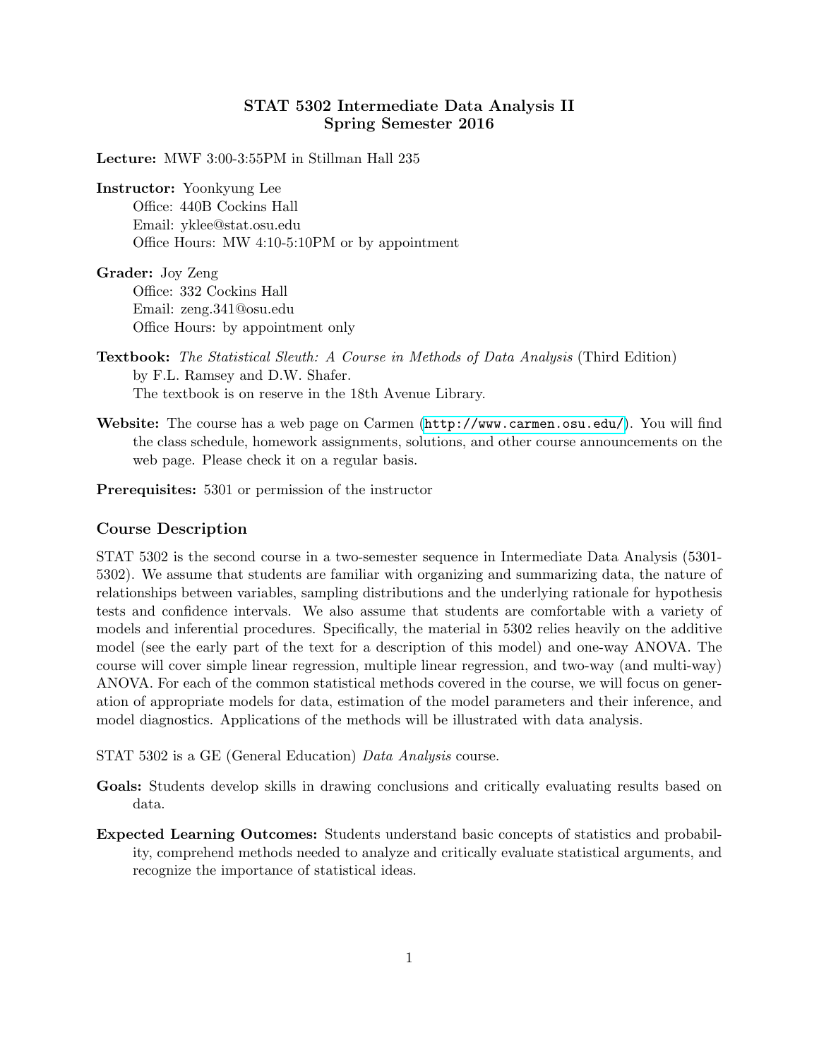# STAT 5302 Intermediate Data Analysis II
# Spring Semester 2016

**Lecture:** MWF 3:00-3:55PM in Stillman Hall 235

**Instructor:** Yoonkyung Lee
Office: 440B Cockins Hall
Email: yklee@stat.osu.edu
Office Hours: MW 4:10-5:10PM or by appointment

**Grader:** Joy Zeng
Office: 332 Cockins Hall
Email: zeng.341@osu.edu
Office Hours: by appointment only

**Textbook:** *The Statistical Sleuth: A Course in Methods of Data Analysis* (Third Edition) by F.L. Ramsey and D.W. Shafer.
The textbook is on reserve in the 18th Avenue Library.

**Website:** The course has a web page on Carmen (http://www.carmen.osu.edu/). You will find the class schedule, homework assignments, solutions, and other course announcements on the web page. Please check it on a regular basis.

**Prerequisites:** 5301 or permission of the instructor

## Course Description

STAT 5302 is the second course in a two-semester sequence in Intermediate Data Analysis (5301-5302). We assume that students are familiar with organizing and summarizing data, the nature of relationships between variables, sampling distributions and the underlying rationale for hypothesis tests and confidence intervals. We also assume that students are comfortable with a variety of models and inferential procedures. Specifically, the material in 5302 relies heavily on the additive model (see the early part of the text for a description of this model) and one-way ANOVA. The course will cover simple linear regression, multiple linear regression, and two-way (and multi-way) ANOVA. For each of the common statistical methods covered in the course, we will focus on generation of appropriate models for data, estimation of the model parameters and their inference, and model diagnostics. Applications of the methods will be illustrated with data analysis.

STAT 5302 is a GE (General Education) *Data Analysis* course.

**Goals:** Students develop skills in drawing conclusions and critically evaluating results based on data.

**Expected Learning Outcomes:** Students understand basic concepts of statistics and probability, comprehend methods needed to analyze and critically evaluate statistical arguments, and recognize the importance of statistical ideas.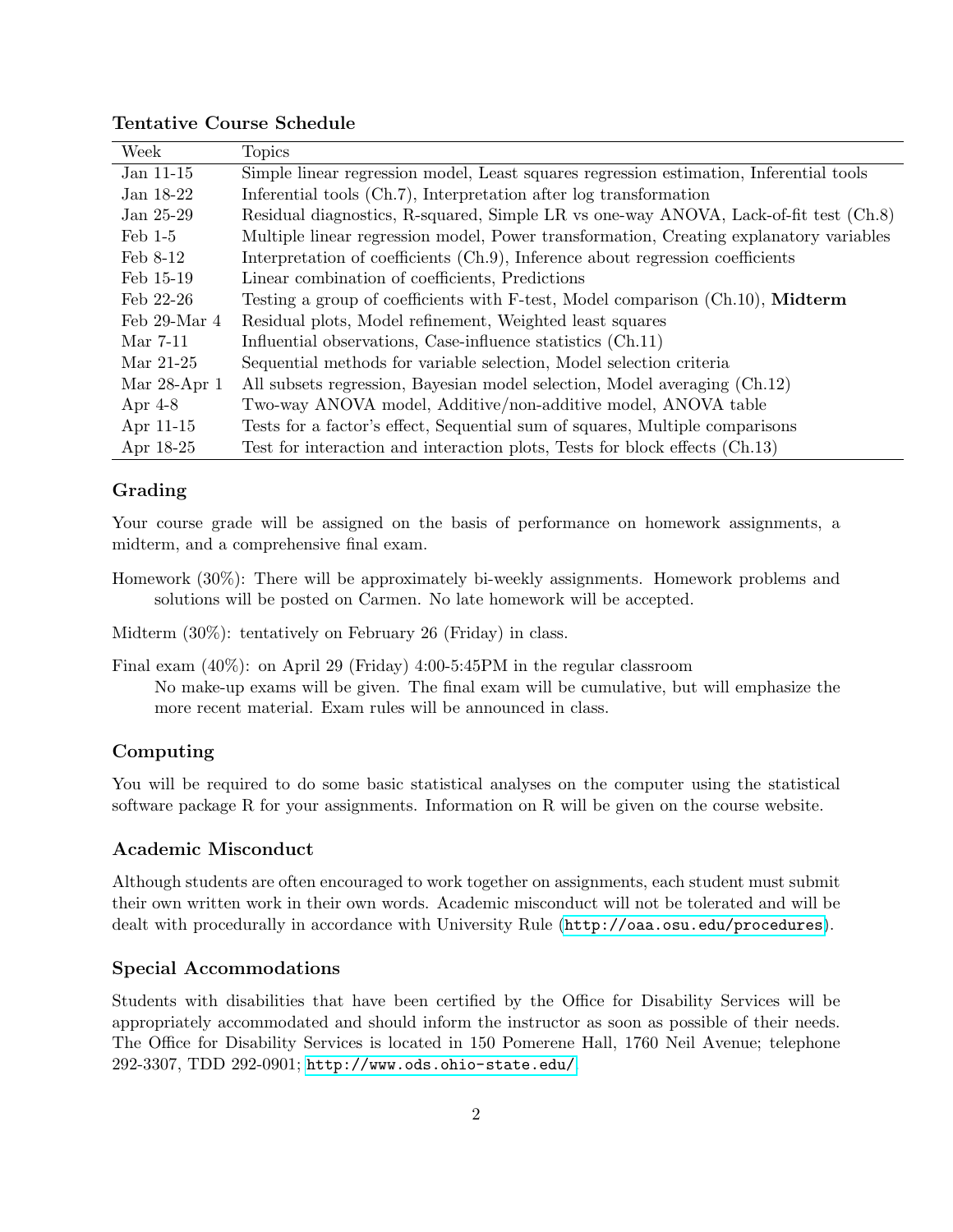**Tentative Course Schedule**

| Week | Topics |
|---|---|
| Jan 11-15 | Simple linear regression model, Least squares regression estimation, Inferential tools |
| Jan 18-22 | Inferential tools (Ch.7), Interpretation after log transformation |
| Jan 25-29 | Residual diagnostics, R-squared, Simple LR vs one-way ANOVA, Lack-of-fit test (Ch.8) |
| Feb 1-5 | Multiple linear regression model, Power transformation, Creating explanatory variables |
| Feb 8-12 | Interpretation of coefficients (Ch.9), Inference about regression coefficients |
| Feb 15-19 | Linear combination of coefficients, Predictions |
| Feb 22-26 | Testing a group of coefficients with F-test, Model comparison (Ch.10), **Midterm** |
| Feb 29-Mar 4 | Residual plots, Model refinement, Weighted least squares |
| Mar 7-11 | Influential observations, Case-influence statistics (Ch.11) |
| Mar 21-25 | Sequential methods for variable selection, Model selection criteria |
| Mar 28-Apr 1 | All subsets regression, Bayesian model selection, Model averaging (Ch.12) |
| Apr 4-8 | Two-way ANOVA model, Additive/non-additive model, ANOVA table |
| Apr 11-15 | Tests for a factor's effect, Sequential sum of squares, Multiple comparisons |
| Apr 18-25 | Test for interaction and interaction plots, Tests for block effects (Ch.13) |

## Grading

Your course grade will be assigned on the basis of performance on homework assignments, a midterm, and a comprehensive final exam.

Homework (30%): There will be approximately bi-weekly assignments. Homework problems and solutions will be posted on Carmen. No late homework will be accepted.

Midterm (30%): tentatively on February 26 (Friday) in class.

Final exam (40%): on April 29 (Friday) 4:00-5:45PM in the regular classroom
No make-up exams will be given. The final exam will be cumulative, but will emphasize the more recent material. Exam rules will be announced in class.

## Computing

You will be required to do some basic statistical analyses on the computer using the statistical software package R for your assignments. Information on R will be given on the course website.

## Academic Misconduct

Although students are often encouraged to work together on assignments, each student must submit their own written work in their own words. Academic misconduct will not be tolerated and will be dealt with procedurally in accordance with University Rule (http://oaa.osu.edu/procedures).

## Special Accommodations

Students with disabilities that have been certified by the Office for Disability Services will be appropriately accommodated and should inform the instructor as soon as possible of their needs. The Office for Disability Services is located in 150 Pomerene Hall, 1760 Neil Avenue; telephone 292-3307, TDD 292-0901; http://www.ods.ohio-state.edu/